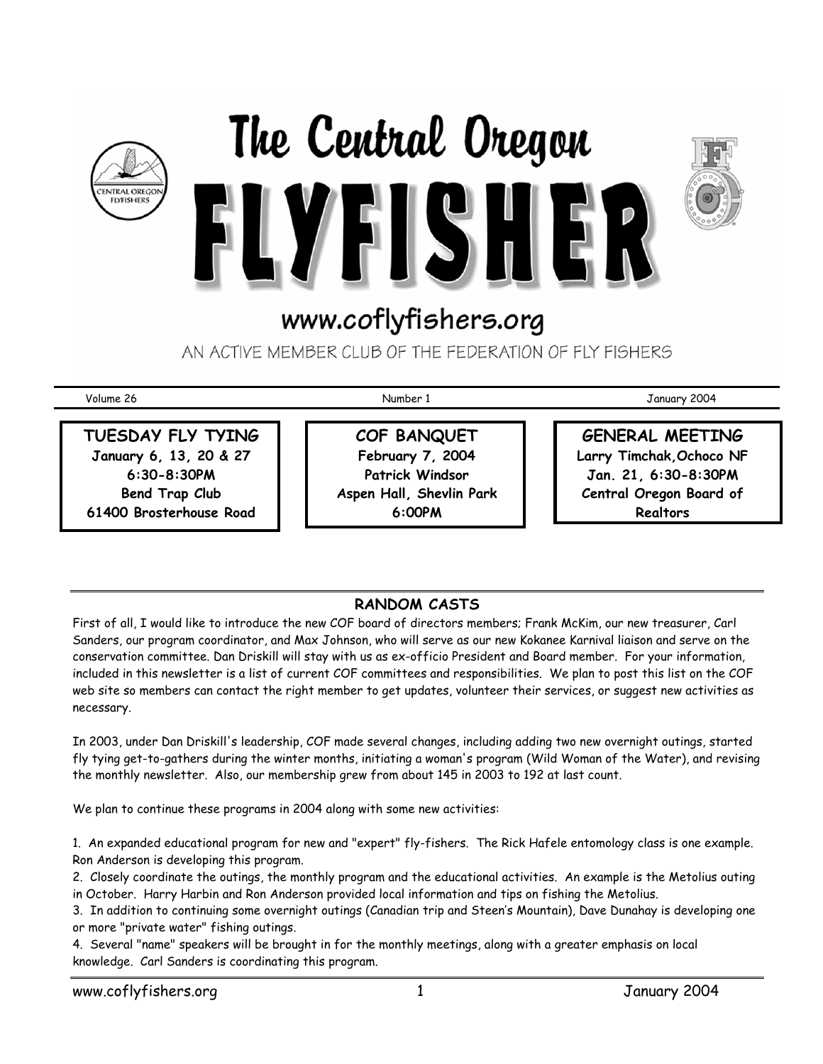# The Central Oregon FLYFISHER

www.coflyfishers.org

AN ACTIVE MEMBER CLUB OF THE FEDERATION OF FLY FISHERS

Volume 26 — Number 1 — January 2004

**TUESDAY FLY TYING**
**January 6, 13, 20 & 27**
**6:30-8:30PM**
**Bend Trap Club**
**61400 Brosterhouse Road**

**COF BANQUET**
**February 7, 2004**
**Patrick Windsor**
**Aspen Hall, Shevlin Park**
**6:00PM**

**GENERAL MEETING**
**Larry Timchak, Ochoco NF**
**Jan. 21, 6:30-8:30PM**
**Central Oregon Board of Realtors**

## RANDOM CASTS

First of all, I would like to introduce the new COF board of directors members; Frank McKim, our new treasurer, Carl Sanders, our program coordinator, and Max Johnson, who will serve as our new Kokanee Karnival liaison and serve on the conservation committee. Dan Driskill will stay with us as ex-officio President and Board member. For your information, included in this newsletter is a list of current COF committees and responsibilities. We plan to post this list on the COF web site so members can contact the right member to get updates, volunteer their services, or suggest new activities as necessary.

In 2003, under Dan Driskill's leadership, COF made several changes, including adding two new overnight outings, started fly tying get-to-gathers during the winter months, initiating a woman's program (Wild Woman of the Water), and revising the monthly newsletter. Also, our membership grew from about 145 in 2003 to 192 at last count.

We plan to continue these programs in 2004 along with some new activities:

1. An expanded educational program for new and "expert" fly-fishers. The Rick Hafele entomology class is one example. Ron Anderson is developing this program.
2. Closely coordinate the outings, the monthly program and the educational activities. An example is the Metolius outing in October. Harry Harbin and Ron Anderson provided local information and tips on fishing the Metolius.
3. In addition to continuing some overnight outings (Canadian trip and Steen's Mountain), Dave Dunahay is developing one or more "private water" fishing outings.
4. Several "name" speakers will be brought in for the monthly meetings, along with a greater emphasis on local knowledge. Carl Sanders is coordinating this program.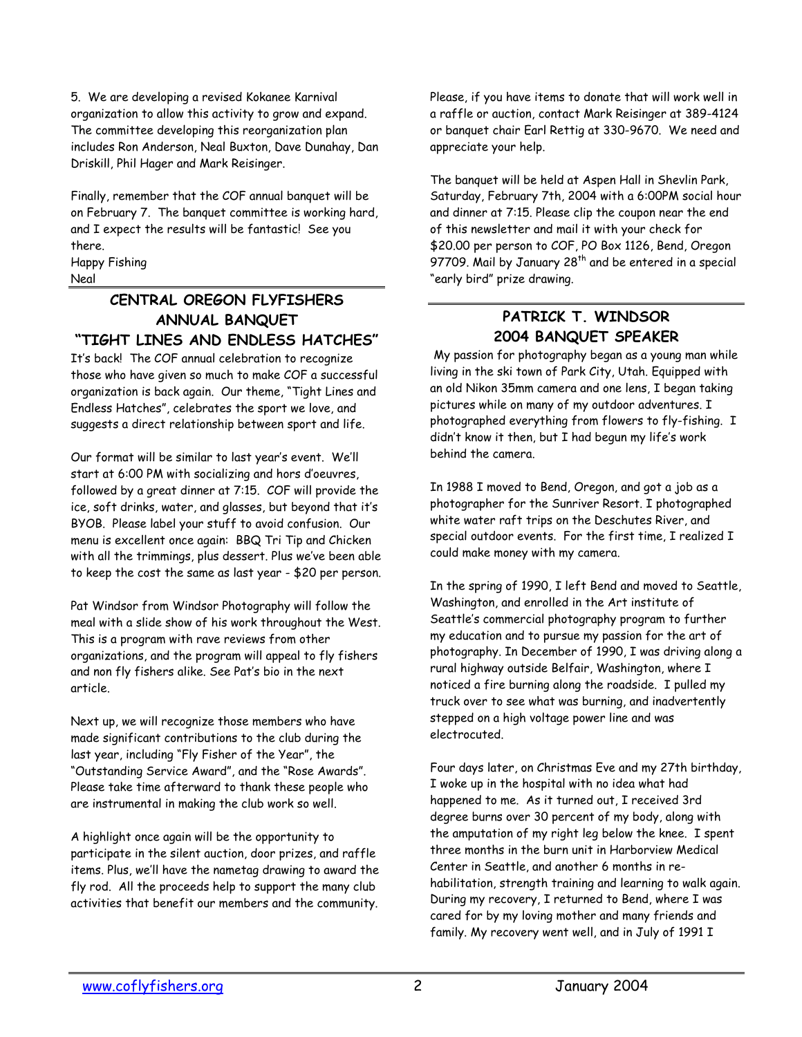5. We are developing a revised Kokanee Karnival organization to allow this activity to grow and expand. The committee developing this reorganization plan includes Ron Anderson, Neal Buxton, Dave Dunahay, Dan Driskill, Phil Hager and Mark Reisinger.

Finally, remember that the COF annual banquet will be on February 7. The banquet committee is working hard, and I expect the results will be fantastic! See you there.

Happy Fishing
Neal

## CENTRAL OREGON FLYFISHERS ANNUAL BANQUET "TIGHT LINES AND ENDLESS HATCHES"

It's back! The COF annual celebration to recognize those who have given so much to make COF a successful organization is back again. Our theme, "Tight Lines and Endless Hatches", celebrates the sport we love, and suggests a direct relationship between sport and life.

Our format will be similar to last year's event. We'll start at 6:00 PM with socializing and hors d'oeuvres, followed by a great dinner at 7:15. COF will provide the ice, soft drinks, water, and glasses, but beyond that it's BYOB. Please label your stuff to avoid confusion. Our menu is excellent once again: BBQ Tri Tip and Chicken with all the trimmings, plus dessert. Plus we've been able to keep the cost the same as last year - $20 per person.

Pat Windsor from Windsor Photography will follow the meal with a slide show of his work throughout the West. This is a program with rave reviews from other organizations, and the program will appeal to fly fishers and non fly fishers alike. See Pat's bio in the next article.

Next up, we will recognize those members who have made significant contributions to the club during the last year, including "Fly Fisher of the Year", the "Outstanding Service Award", and the "Rose Awards". Please take time afterward to thank these people who are instrumental in making the club work so well.

A highlight once again will be the opportunity to participate in the silent auction, door prizes, and raffle items. Plus, we'll have the nametag drawing to award the fly rod. All the proceeds help to support the many club activities that benefit our members and the community.

Please, if you have items to donate that will work well in a raffle or auction, contact Mark Reisinger at 389-4124 or banquet chair Earl Rettig at 330-9670. We need and appreciate your help.

The banquet will be held at Aspen Hall in Shevlin Park, Saturday, February 7th, 2004 with a 6:00PM social hour and dinner at 7:15. Please clip the coupon near the end of this newsletter and mail it with your check for $20.00 per person to COF, PO Box 1126, Bend, Oregon 97709. Mail by January 28th and be entered in a special "early bird" prize drawing.

## PATRICK T. WINDSOR 2004 BANQUET SPEAKER

My passion for photography began as a young man while living in the ski town of Park City, Utah. Equipped with an old Nikon 35mm camera and one lens, I began taking pictures while on many of my outdoor adventures. I photographed everything from flowers to fly-fishing. I didn't know it then, but I had begun my life's work behind the camera.

In 1988 I moved to Bend, Oregon, and got a job as a photographer for the Sunriver Resort. I photographed white water raft trips on the Deschutes River, and special outdoor events. For the first time, I realized I could make money with my camera.

In the spring of 1990, I left Bend and moved to Seattle, Washington, and enrolled in the Art institute of Seattle's commercial photography program to further my education and to pursue my passion for the art of photography. In December of 1990, I was driving along a rural highway outside Belfair, Washington, where I noticed a fire burning along the roadside. I pulled my truck over to see what was burning, and inadvertently stepped on a high voltage power line and was electrocuted.

Four days later, on Christmas Eve and my 27th birthday, I woke up in the hospital with no idea what had happened to me. As it turned out, I received 3rd degree burns over 30 percent of my body, along with the amputation of my right leg below the knee. I spent three months in the burn unit in Harborview Medical Center in Seattle, and another 6 months in re-habilitation, strength training and learning to walk again. During my recovery, I returned to Bend, where I was cared for by my loving mother and many friends and family. My recovery went well, and in July of 1991 I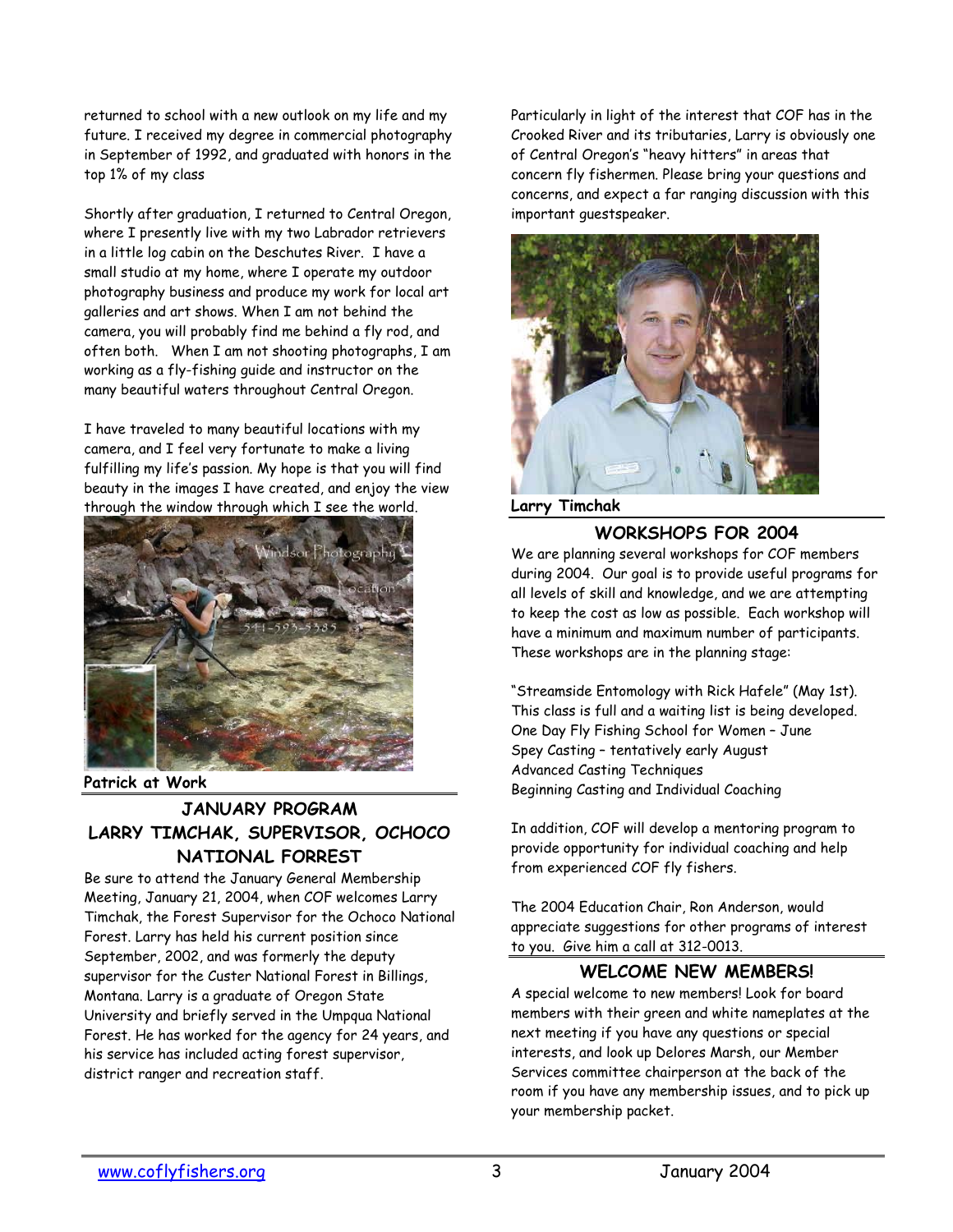returned to school with a new outlook on my life and my future. I received my degree in commercial photography in September of 1992, and graduated with honors in the top 1% of my class

Shortly after graduation, I returned to Central Oregon, where I presently live with my two Labrador retrievers in a little log cabin on the Deschutes River. I have a small studio at my home, where I operate my outdoor photography business and produce my work for local art galleries and art shows. When I am not behind the camera, you will probably find me behind a fly rod, and often both. When I am not shooting photographs, I am working as a fly-fishing guide and instructor on the many beautiful waters throughout Central Oregon.

I have traveled to many beautiful locations with my camera, and I feel very fortunate to make a living fulfilling my life's passion. My hope is that you will find beauty in the images I have created, and enjoy the view through the window through which I see the world.

**Patrick at Work**

## JANUARY PROGRAM
## LARRY TIMCHAK, SUPERVISOR, OCHOCO NATIONAL FORREST

Be sure to attend the January General Membership Meeting, January 21, 2004, when COF welcomes Larry Timchak, the Forest Supervisor for the Ochoco National Forest. Larry has held his current position since September, 2002, and was formerly the deputy supervisor for the Custer National Forest in Billings, Montana. Larry is a graduate of Oregon State University and briefly served in the Umpqua National Forest. He has worked for the agency for 24 years, and his service has included acting forest supervisor, district ranger and recreation staff.

Particularly in light of the interest that COF has in the Crooked River and its tributaries, Larry is obviously one of Central Oregon's "heavy hitters" in areas that concern fly fishermen. Please bring your questions and concerns, and expect a far ranging discussion with this important guestspeaker.

**Larry Timchak**

## WORKSHOPS FOR 2004

We are planning several workshops for COF members during 2004. Our goal is to provide useful programs for all levels of skill and knowledge, and we are attempting to keep the cost as low as possible. Each workshop will have a minimum and maximum number of participants. These workshops are in the planning stage:

"Streamside Entomology with Rick Hafele" (May 1st). This class is full and a waiting list is being developed.
One Day Fly Fishing School for Women – June
Spey Casting – tentatively early August
Advanced Casting Techniques
Beginning Casting and Individual Coaching

In addition, COF will develop a mentoring program to provide opportunity for individual coaching and help from experienced COF fly fishers.

The 2004 Education Chair, Ron Anderson, would appreciate suggestions for other programs of interest to you. Give him a call at 312-0013.

## WELCOME NEW MEMBERS!

A special welcome to new members! Look for board members with their green and white nameplates at the next meeting if you have any questions or special interests, and look up Delores Marsh, our Member Services committee chairperson at the back of the room if you have any membership issues, and to pick up your membership packet.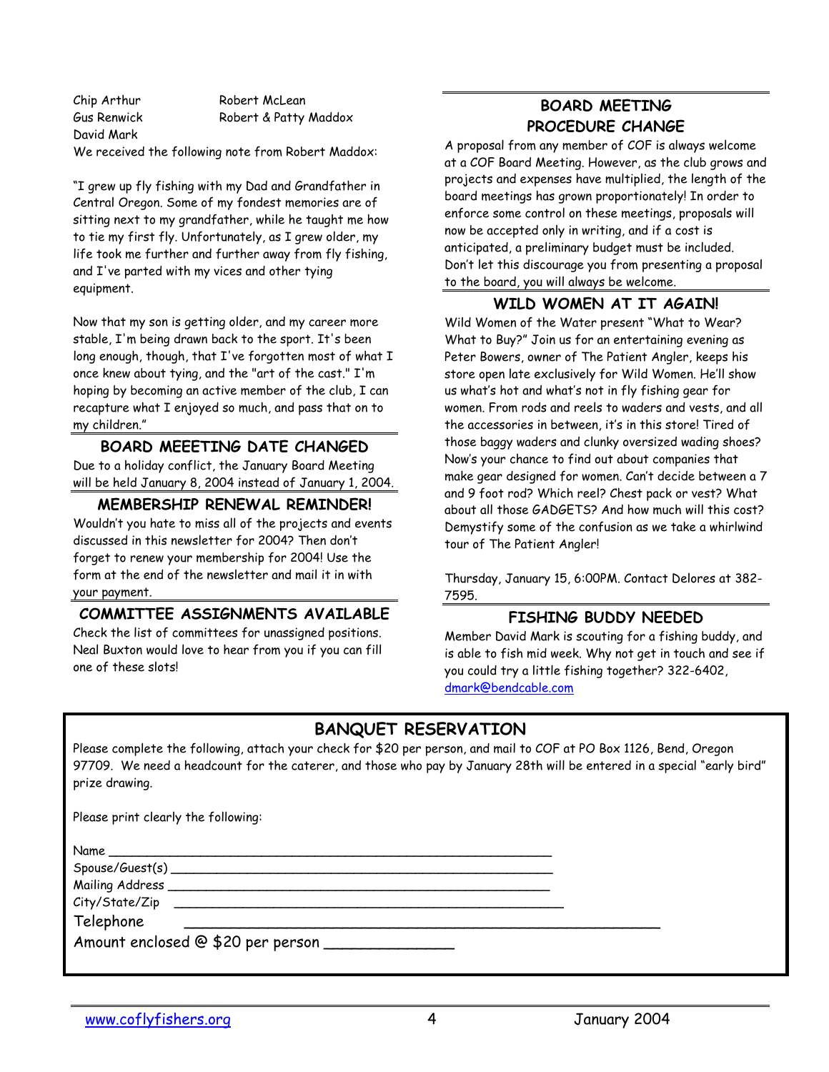Chip Arthur
Robert McLean
Gus Renwick
Robert & Patty Maddox
David Mark

We received the following note from Robert Maddox:

"I grew up fly fishing with my Dad and Grandfather in Central Oregon. Some of my fondest memories are of sitting next to my grandfather, while he taught me how to tie my first fly. Unfortunately, as I grew older, my life took me further and further away from fly fishing, and I've parted with my vices and other tying equipment.

Now that my son is getting older, and my career more stable, I'm being drawn back to the sport. It's been long enough, though, that I've forgotten most of what I once knew about tying, and the "art of the cast." I'm hoping by becoming an active member of the club, I can recapture what I enjoyed so much, and pass that on to my children."

## BOARD MEEETING DATE CHANGED

Due to a holiday conflict, the January Board Meeting will be held January 8, 2004 instead of January 1, 2004.

## MEMBERSHIP RENEWAL REMINDER!

Wouldn't you hate to miss all of the projects and events discussed in this newsletter for 2004? Then don't forget to renew your membership for 2004! Use the form at the end of the newsletter and mail it in with your payment.

## COMMITTEE ASSIGNMENTS AVAILABLE

Check the list of committees for unassigned positions. Neal Buxton would love to hear from you if you can fill one of these slots!

## BOARD MEETING PROCEDURE CHANGE

A proposal from any member of COF is always welcome at a COF Board Meeting. However, as the club grows and projects and expenses have multiplied, the length of the board meetings has grown proportionately! In order to enforce some control on these meetings, proposals will now be accepted only in writing, and if a cost is anticipated, a preliminary budget must be included. Don't let this discourage you from presenting a proposal to the board, you will always be welcome.

## WILD WOMEN AT IT AGAIN!

Wild Women of the Water present "What to Wear? What to Buy?" Join us for an entertaining evening as Peter Bowers, owner of The Patient Angler, keeps his store open late exclusively for Wild Women. He'll show us what's hot and what's not in fly fishing gear for women. From rods and reels to waders and vests, and all the accessories in between, it's in this store! Tired of those baggy waders and clunky oversized wading shoes? Now's your chance to find out about companies that make gear designed for women. Can't decide between a 7 and 9 foot rod? Which reel? Chest pack or vest? What about all those GADGETS? And how much will this cost? Demystify some of the confusion as we take a whirlwind tour of The Patient Angler!

Thursday, January 15, 6:00PM. Contact Delores at 382-7595.

## FISHING BUDDY NEEDED

Member David Mark is scouting for a fishing buddy, and is able to fish mid week. Why not get in touch and see if you could try a little fishing together? 322-6402, dmark@bendcable.com

## BANQUET RESERVATION

Please complete the following, attach your check for $20 per person, and mail to COF at PO Box 1126, Bend, Oregon 97709. We need a headcount for the caterer, and those who pay by January 28th will be entered in a special "early bird" prize drawing.

Please print clearly the following:

Name ____________________________________________________________

Spouse/Guest(s) ____________________________________________________

Mailing Address ____________________________________________________

City/State/Zip ______________________________________________________

Telephone ______________________________________________________

Amount enclosed @ $20 per person _____________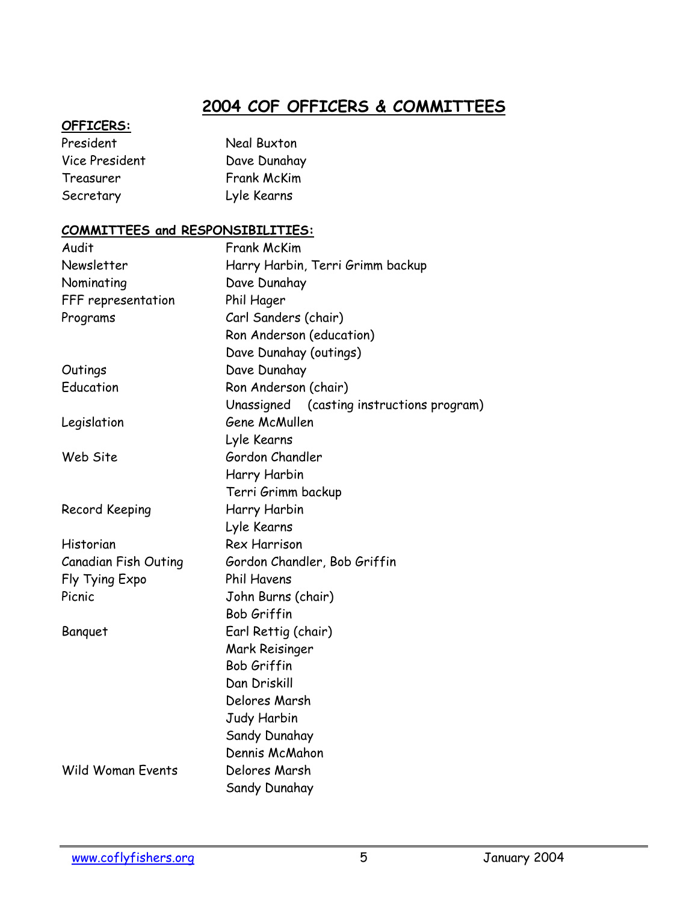# 2004 COF OFFICERS & COMMITTEES

**OFFICERS:**

| | |
|---|---|
| President | Neal Buxton |
| Vice President | Dave Dunahay |
| Treasurer | Frank McKim |
| Secretary | Lyle Kearns |

**COMMITTEES and RESPONSIBILITIES:**

| | |
|---|---|
| Audit | Frank McKim |
| Newsletter | Harry Harbin, Terri Grimm backup |
| Nominating | Dave Dunahay |
| FFF representation | Phil Hager |
| Programs | Carl Sanders (chair) |
| | Ron Anderson (education) |
| | Dave Dunahay (outings) |
| Outings | Dave Dunahay |
| Education | Ron Anderson (chair) |
| | Unassigned (casting instructions program) |
| Legislation | Gene McMullen |
| | Lyle Kearns |
| Web Site | Gordon Chandler |
| | Harry Harbin |
| | Terri Grimm backup |
| Record Keeping | Harry Harbin |
| | Lyle Kearns |
| Historian | Rex Harrison |
| Canadian Fish Outing | Gordon Chandler, Bob Griffin |
| Fly Tying Expo | Phil Havens |
| Picnic | John Burns (chair) |
| | Bob Griffin |
| Banquet | Earl Rettig (chair) |
| | Mark Reisinger |
| | Bob Griffin |
| | Dan Driskill |
| | Delores Marsh |
| | Judy Harbin |
| | Sandy Dunahay |
| | Dennis McMahon |
| Wild Woman Events | Delores Marsh |
| | Sandy Dunahay |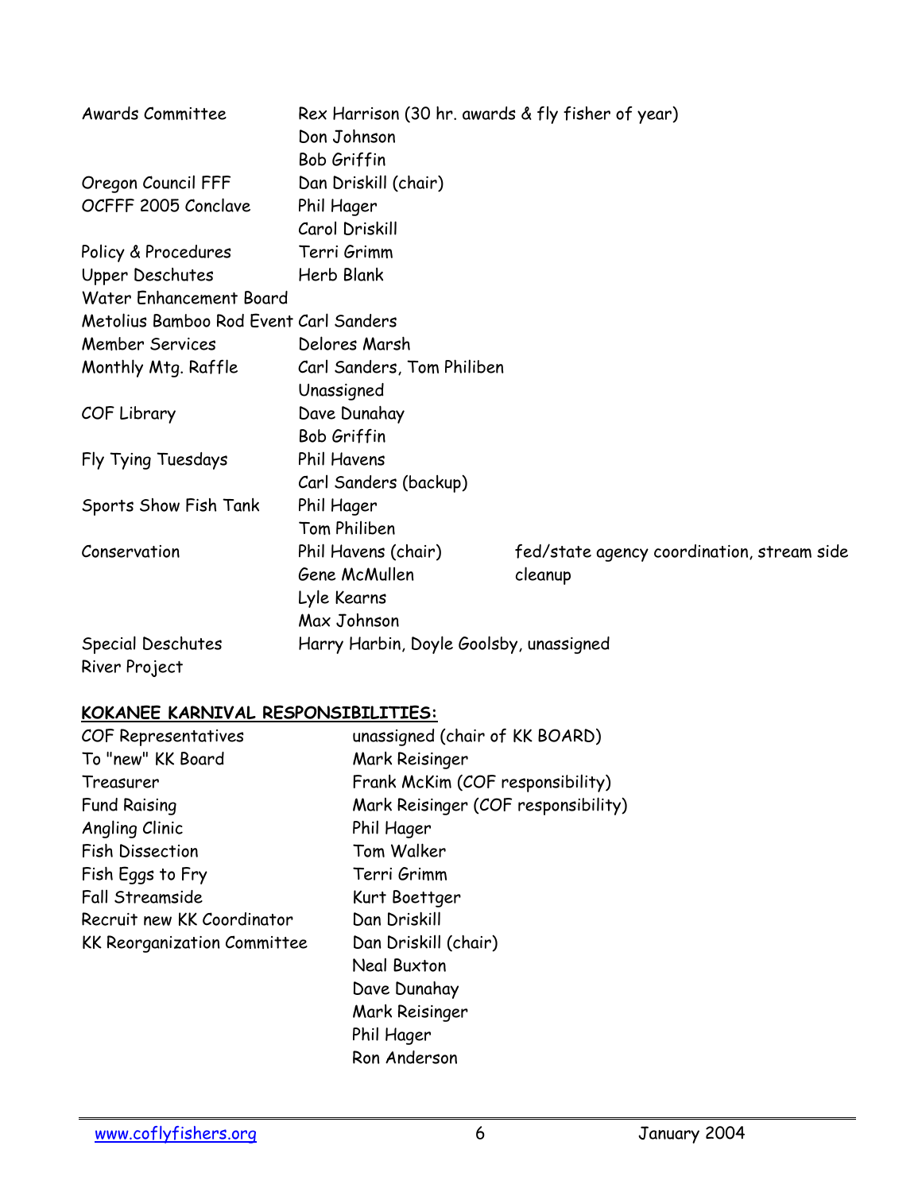| | | |
|---|---|---|
| Awards Committee | Rex Harrison (30 hr. awards & fly fisher of year) | |
| | Don Johnson | |
| | Bob Griffin | |
| Oregon Council FFF | Dan Driskill (chair) | |
| OCFFF 2005 Conclave | Phil Hager | |
| | Carol Driskill | |
| Policy & Procedures | Terri Grimm | |
| Upper Deschutes Water Enhancement Board | Herb Blank | |
| Metolius Bamboo Rod Event | Carl Sanders | |
| Member Services | Delores Marsh | |
| Monthly Mtg. Raffle | Carl Sanders, Tom Philiben | |
| | Unassigned | |
| COF Library | Dave Dunahay | |
| | Bob Griffin | |
| Fly Tying Tuesdays | Phil Havens | |
| | Carl Sanders (backup) | |
| Sports Show Fish Tank | Phil Hager | |
| | Tom Philiben | |
| Conservation | Phil Havens (chair) | fed/state agency coordination, stream side cleanup |
| | Gene McMullen | |
| | Lyle Kearns | |
| | Max Johnson | |
| Special Deschutes River Project | Harry Harbin, Doyle Goolsby, unassigned | |

**KOKANEE KARNIVAL RESPONSIBILITIES:**

| | |
|---|---|
| COF Representatives | unassigned (chair of KK BOARD) |
| To "new" KK Board | Mark Reisinger |
| Treasurer | Frank McKim (COF responsibility) |
| Fund Raising | Mark Reisinger (COF responsibility) |
| Angling Clinic | Phil Hager |
| Fish Dissection | Tom Walker |
| Fish Eggs to Fry | Terri Grimm |
| Fall Streamside | Kurt Boettger |
| Recruit new KK Coordinator | Dan Driskill |
| KK Reorganization Committee | Dan Driskill (chair) |
| | Neal Buxton |
| | Dave Dunahay |
| | Mark Reisinger |
| | Phil Hager |
| | Ron Anderson |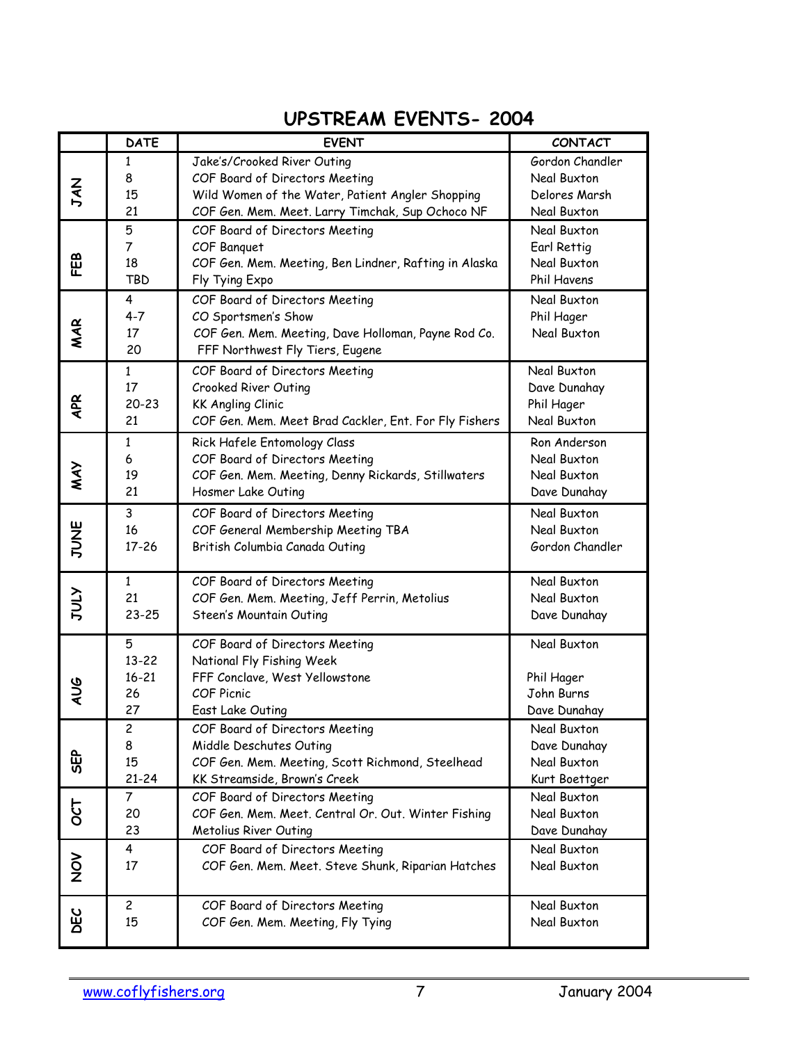## UPSTREAM EVENTS- 2004

| | DATE | EVENT | CONTACT |
|---|---|---|---|
| JAN | 1 | Jake's/Crooked River Outing | Gordon Chandler |
| | 8 | COF Board of Directors Meeting | Neal Buxton |
| | 15 | Wild Women of the Water, Patient Angler Shopping | Delores Marsh |
| | 21 | COF Gen. Mem. Meet. Larry Timchak, Sup Ochoco NF | Neal Buxton |
| FEB | 5 | COF Board of Directors Meeting | Neal Buxton |
| | 7 | COF Banquet | Earl Rettig |
| | 18 | COF Gen. Mem. Meeting, Ben Lindner, Rafting in Alaska | Neal Buxton |
| | TBD | Fly Tying Expo | Phil Havens |
| MAR | 4 | COF Board of Directors Meeting | Neal Buxton |
| | 4-7 | CO Sportsmen's Show | Phil Hager |
| | 17 | COF Gen. Mem. Meeting, Dave Holloman, Payne Rod Co. | Neal Buxton |
| | 20 | FFF Northwest Fly Tiers, Eugene | |
| APR | 1 | COF Board of Directors Meeting | Neal Buxton |
| | 17 | Crooked River Outing | Dave Dunahay |
| | 20-23 | KK Angling Clinic | Phil Hager |
| | 21 | COF Gen. Mem. Meet Brad Cackler, Ent. For Fly Fishers | Neal Buxton |
| MAY | 1 | Rick Hafele Entomology Class | Ron Anderson |
| | 6 | COF Board of Directors Meeting | Neal Buxton |
| | 19 | COF Gen. Mem. Meeting, Denny Rickards, Stillwaters | Neal Buxton |
| | 21 | Hosmer Lake Outing | Dave Dunahay |
| JUNE | 3 | COF Board of Directors Meeting | Neal Buxton |
| | 16 | COF General Membership Meeting TBA | Neal Buxton |
| | 17-26 | British Columbia Canada Outing | Gordon Chandler |
| JULY | 1 | COF Board of Directors Meeting | Neal Buxton |
| | 21 | COF Gen. Mem. Meeting, Jeff Perrin, Metolius | Neal Buxton |
| | 23-25 | Steen's Mountain Outing | Dave Dunahay |
| AUG | 5 | COF Board of Directors Meeting | Neal Buxton |
| | 13-22 | National Fly Fishing Week | |
| | 16-21 | FFF Conclave, West Yellowstone | Phil Hager |
| | 26 | COF Picnic | John Burns |
| | 27 | East Lake Outing | Dave Dunahay |
| SEP | 2 | COF Board of Directors Meeting | Neal Buxton |
| | 8 | Middle Deschutes Outing | Dave Dunahay |
| | 15 | COF Gen. Mem. Meeting, Scott Richmond, Steelhead | Neal Buxton |
| | 21-24 | KK Streamside, Brown's Creek | Kurt Boettger |
| OCT | 7 | COF Board of Directors Meeting | Neal Buxton |
| | 20 | COF Gen. Mem. Meet. Central Or. Out. Winter Fishing | Neal Buxton |
| | 23 | Metolius River Outing | Dave Dunahay |
| NOV | 4 | COF Board of Directors Meeting | Neal Buxton |
| | 17 | COF Gen. Mem. Meet. Steve Shunk, Riparian Hatches | Neal Buxton |
| DEC | 2 | COF Board of Directors Meeting | Neal Buxton |
| | 15 | COF Gen. Mem. Meeting, Fly Tying | Neal Buxton |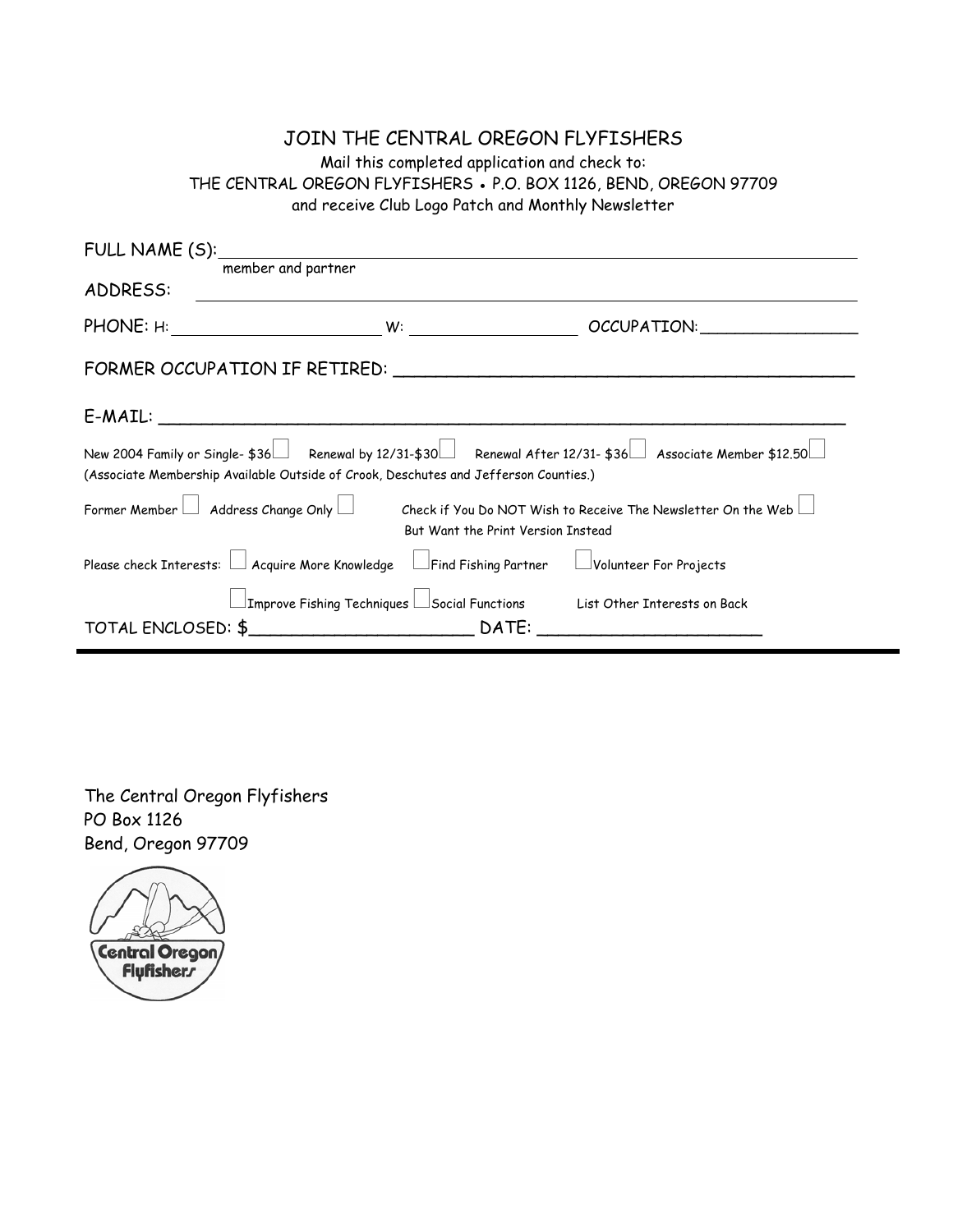# JOIN THE CENTRAL OREGON FLYFISHERS

Mail this completed application and check to:
THE CENTRAL OREGON FLYFISHERS • P.O. BOX 1126, BEND, OREGON 97709
and receive Club Logo Patch and Monthly Newsletter

FULL NAME (S): ____________________________________________
member and partner

ADDRESS: ____________________________________________

PHONE: H: ____________________ W: ________________ OCCUPATION: ______________

FORMER OCCUPATION IF RETIRED: ______________________________________

E-MAIL: ____________________________________________________________

New 2004 Family or Single- $36 ☐ Renewal by 12/31-$30 ☐ Renewal After 12/31- $36 ☐ Associate Member $12.50 ☐
(Associate Membership Available Outside of Crook, Deschutes and Jefferson Counties.)

Former Member ☐ Address Change Only ☐ Check if You Do NOT Wish to Receive The Newsletter On the Web ☐ But Want the Print Version Instead

Please check Interests: ☐ Acquire More Knowledge ☐ Find Fishing Partner ☐ Volunteer For Projects

☐ Improve Fishing Techniques ☐ Social Functions List Other Interests on Back

TOTAL ENCLOSED: $____________________ DATE: ____________________

---

The Central Oregon Flyfishers
PO Box 1126
Bend, Oregon 97709

Central Oregon Flyfishers